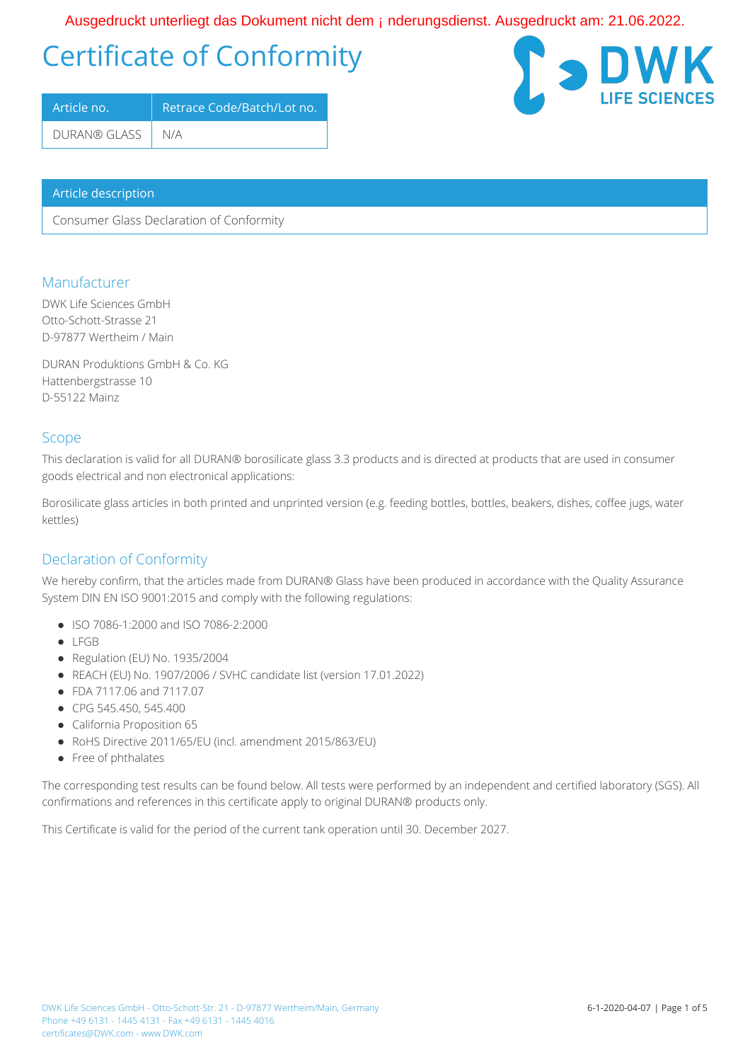Ausgedruckt unterliegt das Dokument nicht dem ¡ nderungsdienst. Ausgedruckt am: 21.06.2022.

# Certificate of Conformity

| Article no. | Retrace Code/Batch/Lot no. |
| --- | --- |
| DURAN® GLASS | N/A |

| Article description |
| --- |
| Consumer Glass Declaration of Conformity |

## Manufacturer

DWK Life Sciences GmbH
Otto-Schott-Strasse 21
D-97877 Wertheim / Main

DURAN Produktions GmbH & Co. KG
Hattenbergstrasse 10
D-55122 Mainz

## Scope

This declaration is valid for all DURAN® borosilicate glass 3.3 products and is directed at products that are used in consumer goods electrical and non electronical applications:

Borosilicate glass articles in both printed and unprinted version (e.g. feeding bottles, bottles, beakers, dishes, coffee jugs, water kettles)

## Declaration of Conformity

We hereby confirm, that the articles made from DURAN® Glass have been produced in accordance with the Quality Assurance System DIN EN ISO 9001:2015 and comply with the following regulations:

- ISO 7086-1:2000 and ISO 7086-2:2000
- LFGB
- Regulation (EU) No. 1935/2004
- REACH (EU) No. 1907/2006 / SVHC candidate list (version 17.01.2022)
- FDA 7117.06 and 7117.07
- CPG 545.450, 545.400
- California Proposition 65
- RoHS Directive 2011/65/EU (incl. amendment 2015/863/EU)
- Free of phthalates

The corresponding test results can be found below. All tests were performed by an independent and certified laboratory (SGS). All confirmations and references in this certificate apply to original DURAN® products only.

This Certificate is valid for the period of the current tank operation until 30. December 2027.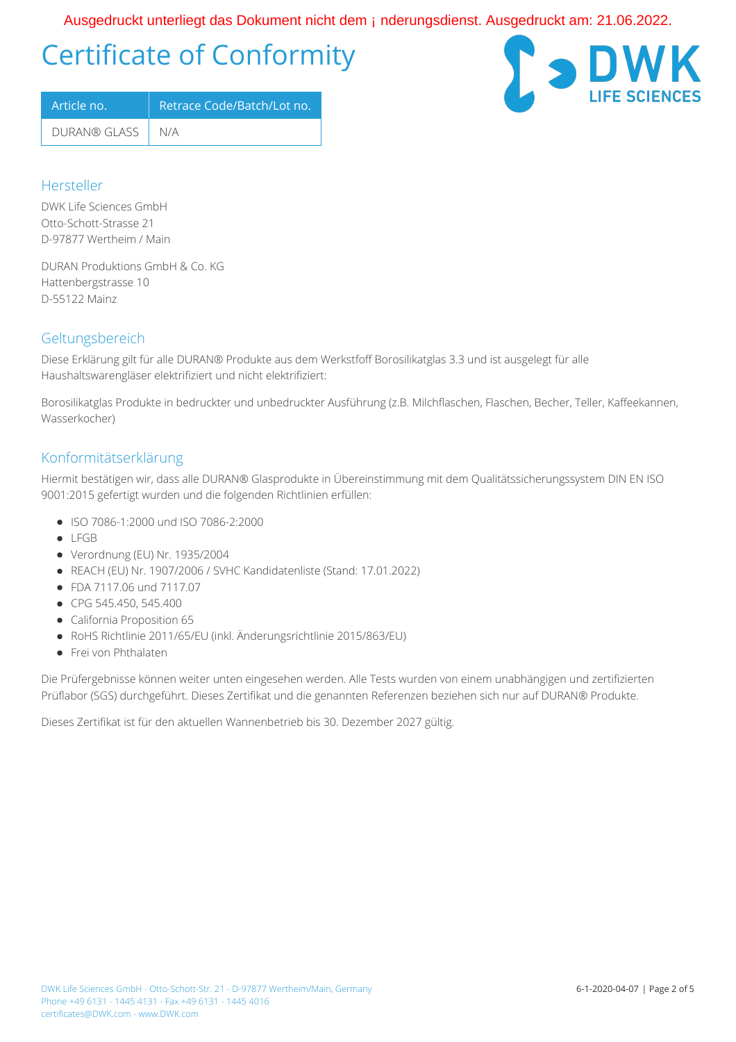Ausgedruckt unterliegt das Dokument nicht dem ¡ nderungsdienst. Ausgedruckt am: 21.06.2022.

# Certificate of Conformity

| Article no. | Retrace Code/Batch/Lot no. |
|---|---|
| DURAN® GLASS | N/A |

## Hersteller

DWK Life Sciences GmbH
Otto-Schott-Strasse 21
D-97877 Wertheim / Main

DURAN Produktions GmbH & Co. KG
Hattenbergstrasse 10
D-55122 Mainz

## Geltungsbereich

Diese Erklärung gilt für alle DURAN® Produkte aus dem Werkstoff Borosilikatglas 3.3 und ist ausgelegt für alle Haushaltswarengläser elektrifiziert und nicht elektrifiziert:

Borosilikatglas Produkte in bedruckter und unbedruckter Ausführung (z.B. Milchflaschen, Flaschen, Becher, Teller, Kaffeekannen, Wasserkocher)

## Konformitätserklärung

Hiermit bestätigen wir, dass alle DURAN® Glasprodukte in Übereinstimmung mit dem Qualitätssicherungssystem DIN EN ISO 9001:2015 gefertigt wurden und die folgenden Richtlinien erfüllen:

- ISO 7086-1:2000 und ISO 7086-2:2000
- LFGB
- Verordnung (EU) Nr. 1935/2004
- REACH (EU) Nr. 1907/2006 / SVHC Kandidatenliste (Stand: 17.01.2022)
- FDA 7117.06 und 7117.07
- CPG 545.450, 545.400
- California Proposition 65
- RoHS Richtlinie 2011/65/EU (inkl. Änderungsrichtlinie 2015/863/EU)
- Frei von Phthalaten

Die Prüfergebnisse können weiter unten eingesehen werden. Alle Tests wurden von einem unabhängigen und zertifizierten Prüflabor (SGS) durchgeführt. Dieses Zertifikat und die genannten Referenzen beziehen sich nur auf DURAN® Produkte.

Dieses Zertifikat ist für den aktuellen Wannenbetrieb bis 30. Dezember 2027 gültig.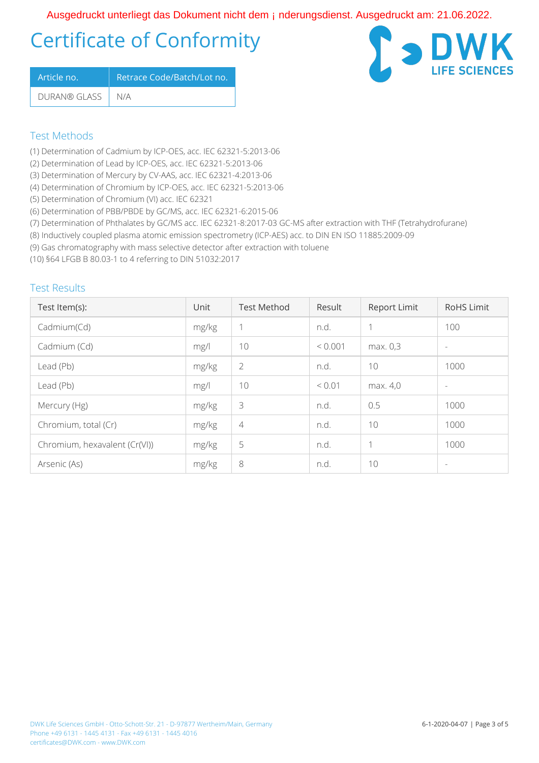Ausgedruckt unterliegt das Dokument nicht dem ¡ nderungsdienst. Ausgedruckt am: 21.06.2022.

# Certificate of Conformity

| Article no. | Retrace Code/Batch/Lot no. |
|---|---|
| DURAN® GLASS | N/A |

DWK LIFE SCIENCES

## Test Methods

(1) Determination of Cadmium by ICP-OES, acc. IEC 62321-5:2013-06
(2) Determination of Lead by ICP-OES, acc. IEC 62321-5:2013-06
(3) Determination of Mercury by CV-AAS, acc. IEC 62321-4:2013-06
(4) Determination of Chromium by ICP-OES, acc. IEC 62321-5:2013-06
(5) Determination of Chromium (VI) acc. IEC 62321
(6) Determination of PBB/PBDE by GC/MS, acc. IEC 62321-6:2015-06
(7) Determination of Phthalates by GC/MS acc. IEC 62321-8:2017-03 GC-MS after extraction with THF (Tetrahydrofurane)
(8) Inductively coupled plasma atomic emission spectrometry (ICP-AES) acc. to DIN EN ISO 11885:2009-09
(9) Gas chromatography with mass selective detector after extraction with toluene
(10) §64 LFGB B 80.03-1 to 4 referring to DIN 51032:2017

## Test Results

| Test Item(s): | Unit | Test Method | Result | Report Limit | RoHS Limit |
|---|---|---|---|---|---|
| Cadmium(Cd) | mg/kg | 1 | n.d. | 1 | 100 |
| Cadmium (Cd) | mg/l | 10 | < 0.001 | max. 0,3 | - |
| Lead (Pb) | mg/kg | 2 | n.d. | 10 | 1000 |
| Lead (Pb) | mg/l | 10 | < 0.01 | max. 4,0 | - |
| Mercury (Hg) | mg/kg | 3 | n.d. | 0.5 | 1000 |
| Chromium, total (Cr) | mg/kg | 4 | n.d. | 10 | 1000 |
| Chromium, hexavalent (Cr(VI)) | mg/kg | 5 | n.d. | 1 | 1000 |
| Arsenic (As) | mg/kg | 8 | n.d. | 10 | - |

DWK Life Sciences GmbH - Otto-Schott-Str. 21 - D-97877 Wertheim/Main, Germany
Phone +49 6131 - 1445 4131 - Fax +49 6131 - 1445 4016
certificates@DWK.com - www.DWK.com

6-1-2020-04-07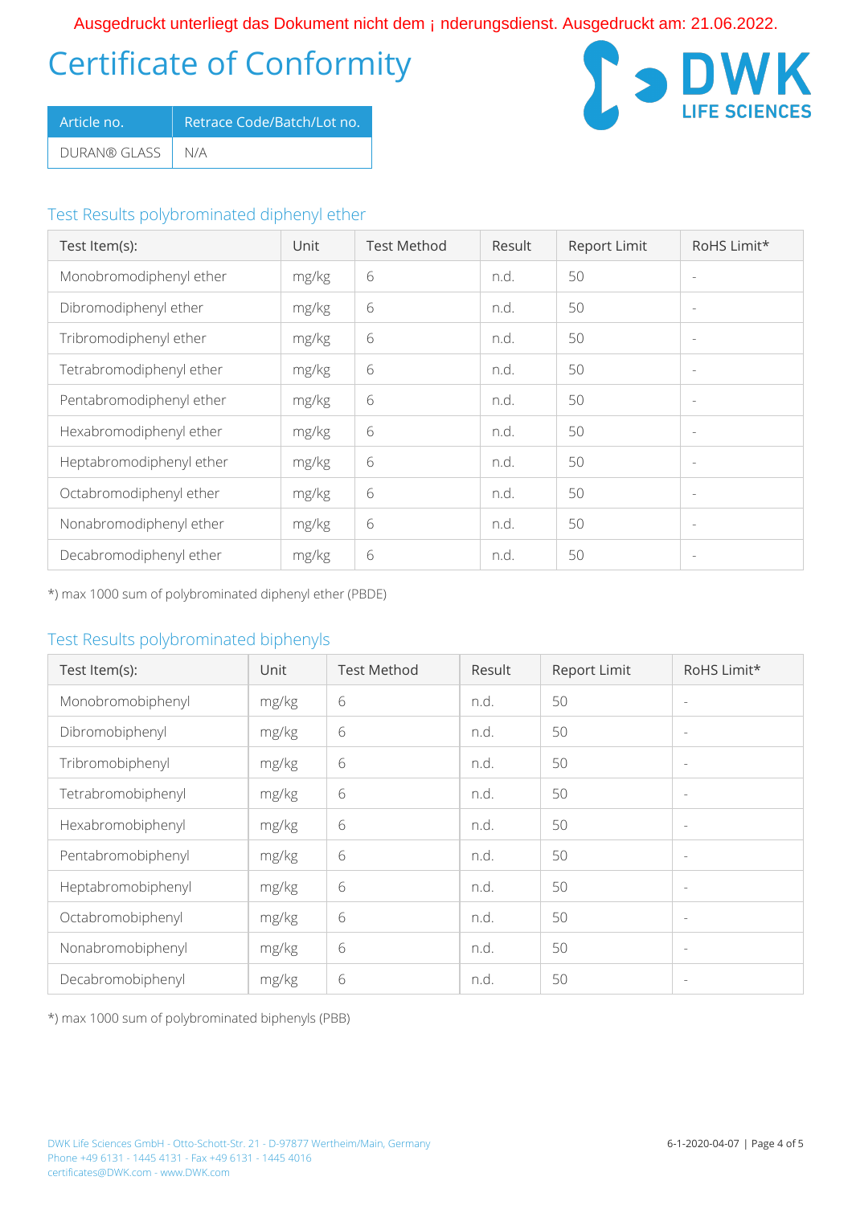Ausgedruckt unterliegt das Dokument nicht dem ¡ nderungsdienst. Ausgedruckt am: 21.06.2022.

# Certificate of Conformity

| Article no. | Retrace Code/Batch/Lot no. |
|---|---|
| DURAN® GLASS | N/A |

## Test Results polybrominated diphenyl ether

| Test Item(s): | Unit | Test Method | Result | Report Limit | RoHS Limit* |
|---|---|---|---|---|---|
| Monobromodiphenyl ether | mg/kg | 6 | n.d. | 50 | - |
| Dibromodiphenyl ether | mg/kg | 6 | n.d. | 50 | - |
| Tribromodiphenyl ether | mg/kg | 6 | n.d. | 50 | - |
| Tetrabromodiphenyl ether | mg/kg | 6 | n.d. | 50 | - |
| Pentabromodiphenyl ether | mg/kg | 6 | n.d. | 50 | - |
| Hexabromodiphenyl ether | mg/kg | 6 | n.d. | 50 | - |
| Heptabromodiphenyl ether | mg/kg | 6 | n.d. | 50 | - |
| Octabromodiphenyl ether | mg/kg | 6 | n.d. | 50 | - |
| Nonabromodiphenyl ether | mg/kg | 6 | n.d. | 50 | - |
| Decabromodiphenyl ether | mg/kg | 6 | n.d. | 50 | - |

*) max 1000 sum of polybrominated diphenyl ether (PBDE)

## Test Results polybrominated biphenyls

| Test Item(s): | Unit | Test Method | Result | Report Limit | RoHS Limit* |
|---|---|---|---|---|---|
| Monobromobiphenyl | mg/kg | 6 | n.d. | 50 | - |
| Dibromobiphenyl | mg/kg | 6 | n.d. | 50 | - |
| Tribromobiphenyl | mg/kg | 6 | n.d. | 50 | - |
| Tetrabromobiphenyl | mg/kg | 6 | n.d. | 50 | - |
| Hexabromobiphenyl | mg/kg | 6 | n.d. | 50 | - |
| Pentabromobiphenyl | mg/kg | 6 | n.d. | 50 | - |
| Heptabromobiphenyl | mg/kg | 6 | n.d. | 50 | - |
| Octabromobiphenyl | mg/kg | 6 | n.d. | 50 | - |
| Nonabromobiphenyl | mg/kg | 6 | n.d. | 50 | - |
| Decabromobiphenyl | mg/kg | 6 | n.d. | 50 | - |

*) max 1000 sum of polybrominated biphenyls (PBB)

DWK Life Sciences GmbH - Otto-Schott-Str. 21 - D-97877 Wertheim/Main, Germany
Phone +49 6131 - 1445 4131 - Fax +49 6131 - 1445 4016
certificates@DWK.com - www.DWK.com

6-1-2020-04-07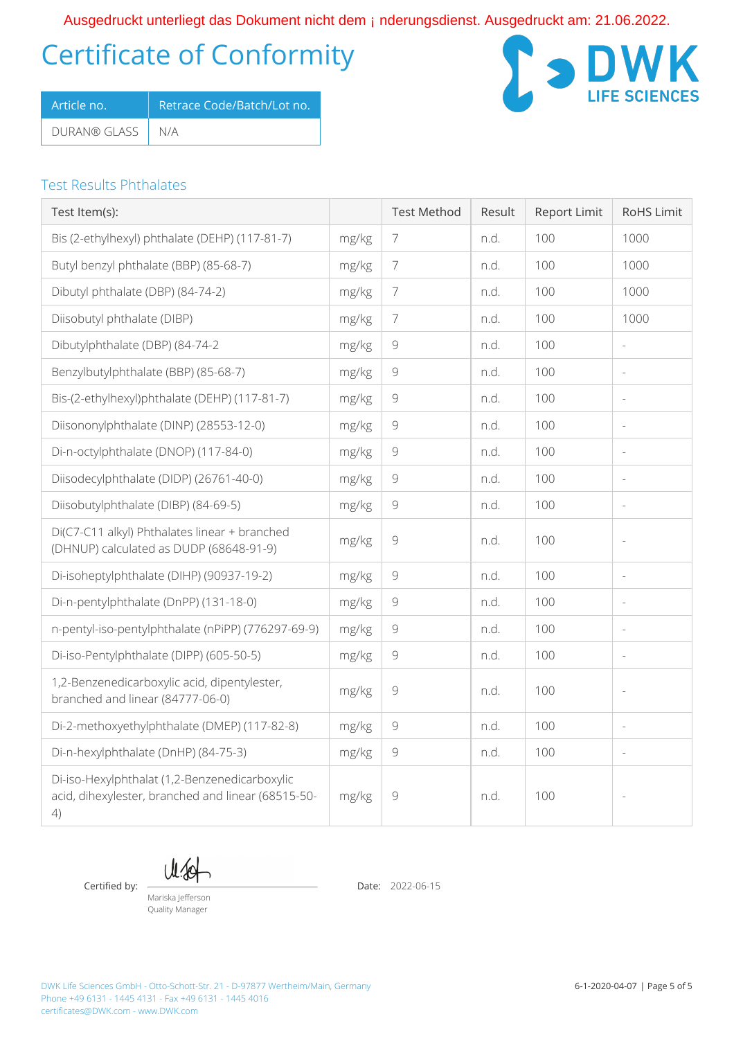Ausgedruckt unterliegt das Dokument nicht dem ¡ nderungsdienst. Ausgedruckt am: 21.06.2022.

# Certificate of Conformity

| Article no. | Retrace Code/Batch/Lot no. |
|---|---|
| DURAN® GLASS | N/A |

DWK LIFE SCIENCES

## Test Results Phthalates

| Test Item(s): | | Test Method | Result | Report Limit | RoHS Limit |
|---|---|---|---|---|---|
| Bis (2-ethylhexyl) phthalate (DEHP) (117-81-7) | mg/kg | 7 | n.d. | 100 | 1000 |
| Butyl benzyl phthalate (BBP) (85-68-7) | mg/kg | 7 | n.d. | 100 | 1000 |
| Dibutyl phthalate (DBP) (84-74-2) | mg/kg | 7 | n.d. | 100 | 1000 |
| Diisobutyl phthalate (DIBP) | mg/kg | 7 | n.d. | 100 | 1000 |
| Dibutylphthalate (DBP) (84-74-2 | mg/kg | 9 | n.d. | 100 | - |
| Benzylbutylphthalate (BBP) (85-68-7) | mg/kg | 9 | n.d. | 100 | - |
| Bis-(2-ethylhexyl)phthalate (DEHP) (117-81-7) | mg/kg | 9 | n.d. | 100 | - |
| Diisononylphthalate (DINP) (28553-12-0) | mg/kg | 9 | n.d. | 100 | - |
| Di-n-octylphthalate (DNOP) (117-84-0) | mg/kg | 9 | n.d. | 100 | - |
| Diisodecylphthalate (DIDP) (26761-40-0) | mg/kg | 9 | n.d. | 100 | - |
| Diisobutylphthalate (DIBP) (84-69-5) | mg/kg | 9 | n.d. | 100 | - |
| Di(C7-C11 alkyl) Phthalates linear + branched (DHNUP) calculated as DUDP (68648-91-9) | mg/kg | 9 | n.d. | 100 | - |
| Di-isoheptylphthalate (DIHP) (90937-19-2) | mg/kg | 9 | n.d. | 100 | - |
| Di-n-pentylphthalate (DnPP) (131-18-0) | mg/kg | 9 | n.d. | 100 | - |
| n-pentyl-iso-pentylphthalate (nPiPP) (776297-69-9) | mg/kg | 9 | n.d. | 100 | - |
| Di-iso-Pentylphthalate (DIPP) (605-50-5) | mg/kg | 9 | n.d. | 100 | - |
| 1,2-Benzenedicarboxylic acid, dipentylester, branched and linear (84777-06-0) | mg/kg | 9 | n.d. | 100 | - |
| Di-2-methoxyethylphthalate (DMEP) (117-82-8) | mg/kg | 9 | n.d. | 100 | - |
| Di-n-hexylphthalate (DnHP) (84-75-3) | mg/kg | 9 | n.d. | 100 | - |
| Di-iso-Hexylphthalat (1,2-Benzenedicarboxylic acid, dihexylester, branched and linear (68515-50-4) | mg/kg | 9 | n.d. | 100 | - |

Certified by: Mariska Jefferson, Quality Manager

Date: 2022-06-15

DWK Life Sciences GmbH - Otto-Schott-Str. 21 - D-97877 Wertheim/Main, Germany
Phone +49 6131 - 1445 4131 - Fax +49 6131 - 1445 4016
certificates@DWK.com - www.DWK.com

6-1-2020-04-07